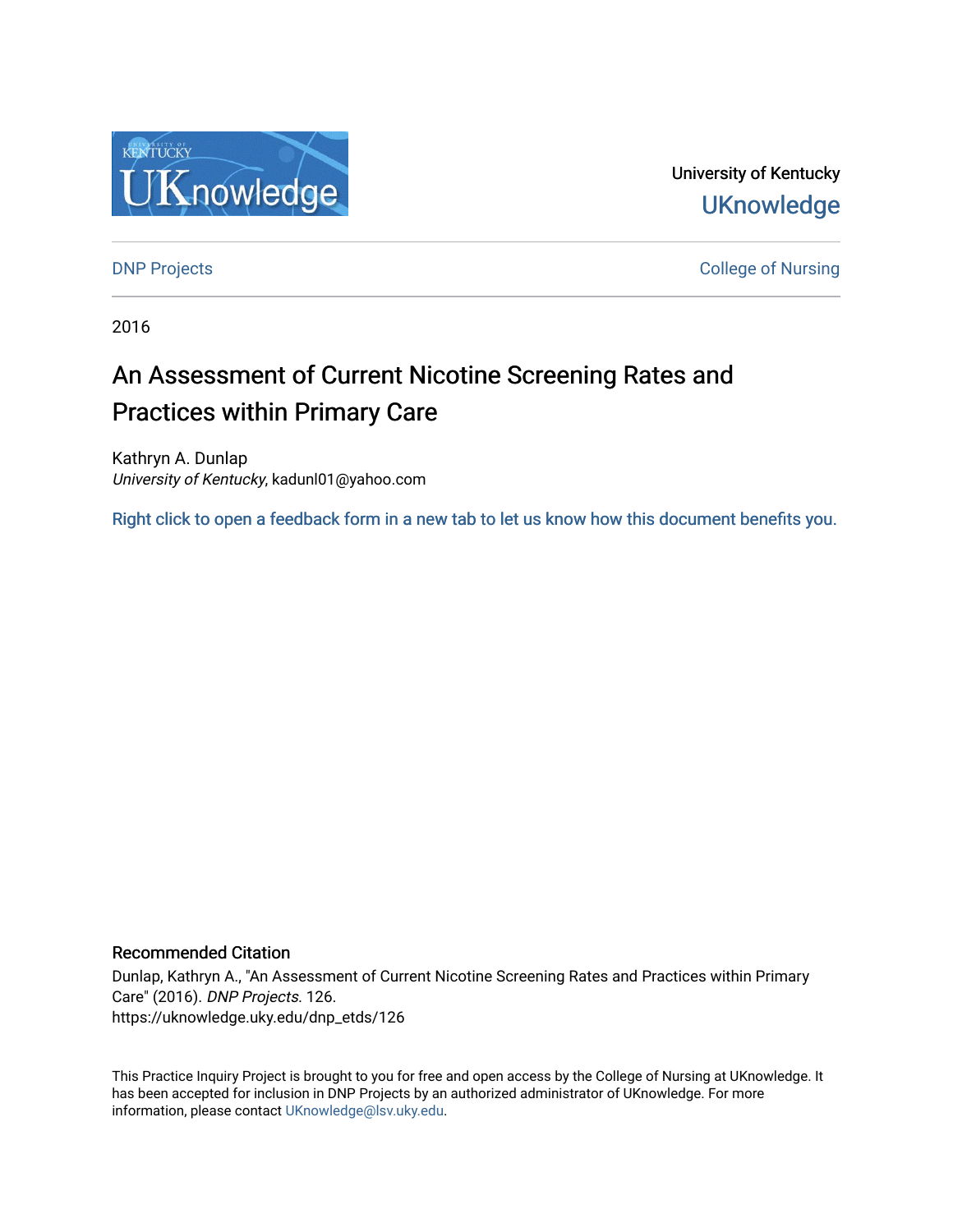University of Kentucky

UKnowledge

DNP Projects

College of Nursing

2016

# An Assessment of Current Nicotine Screening Rates and Practices within Primary Care

Kathryn A. Dunlap
*University of Kentucky*, kadunl01@yahoo.com

Right click to open a feedback form in a new tab to let us know how this document benefits you.

## Recommended Citation

Dunlap, Kathryn A., "An Assessment of Current Nicotine Screening Rates and Practices within Primary Care" (2016). *DNP Projects*. 126.
https://uknowledge.uky.edu/dnp_etds/126

This Practice Inquiry Project is brought to you for free and open access by the College of Nursing at UKnowledge. It has been accepted for inclusion in DNP Projects by an authorized administrator of UKnowledge. For more information, please contact UKnowledge@lsv.uky.edu.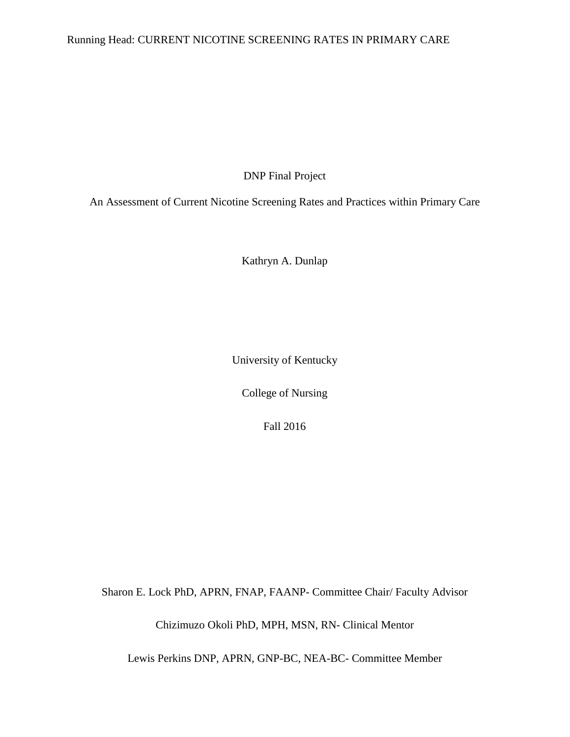DNP Final Project

# An Assessment of Current Nicotine Screening Rates and Practices within Primary Care

Kathryn A. Dunlap

University of Kentucky

College of Nursing

Fall 2016

Sharon E. Lock PhD, APRN, FNAP, FAANP- Committee Chair/ Faculty Advisor

Chizimuzo Okoli PhD, MPH, MSN, RN- Clinical Mentor

Lewis Perkins DNP, APRN, GNP-BC, NEA-BC- Committee Member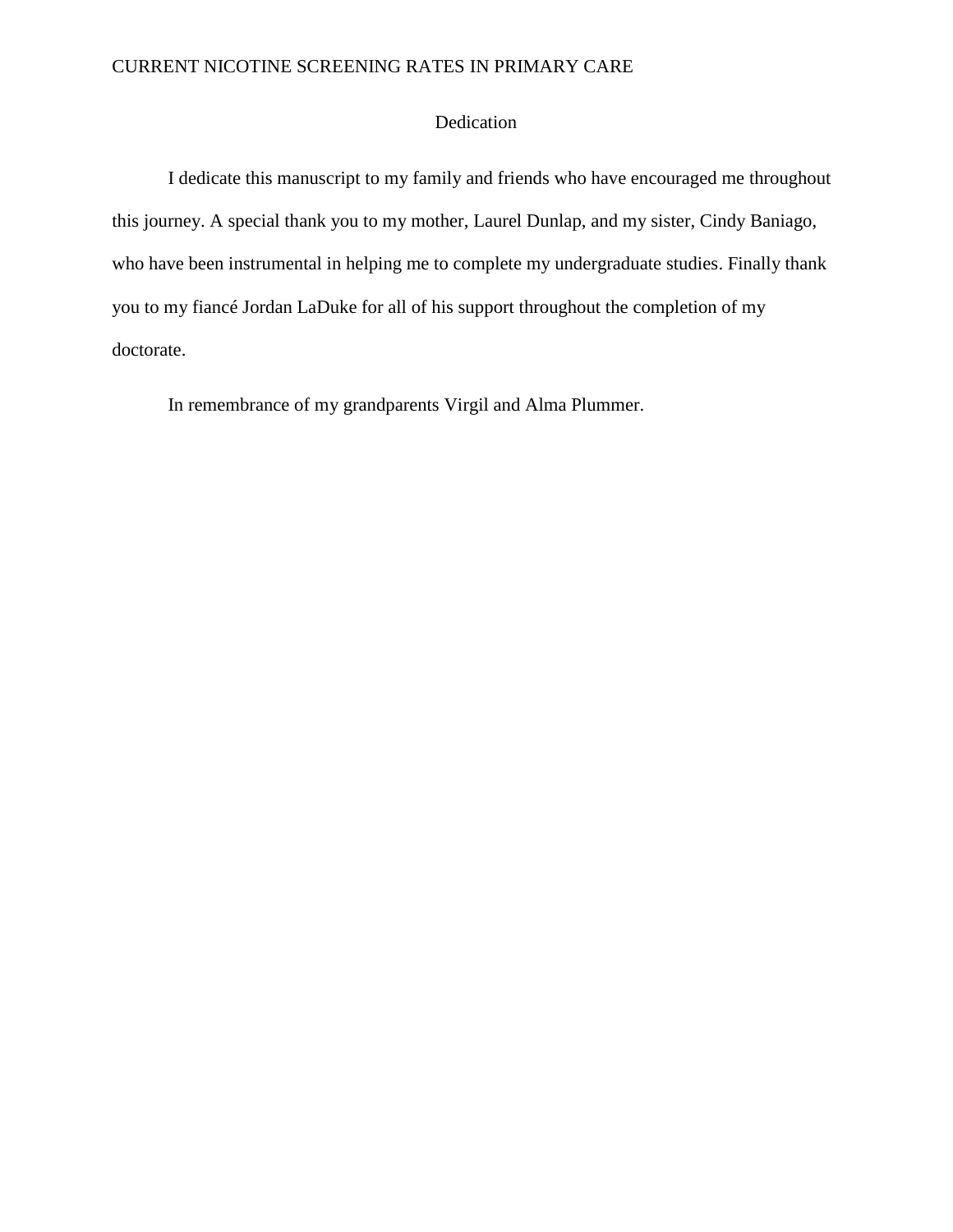# Dedication

I dedicate this manuscript to my family and friends who have encouraged me throughout this journey. A special thank you to my mother, Laurel Dunlap, and my sister, Cindy Baniago, who have been instrumental in helping me to complete my undergraduate studies. Finally thank you to my fiancé Jordan LaDuke for all of his support throughout the completion of my doctorate.

In remembrance of my grandparents Virgil and Alma Plummer.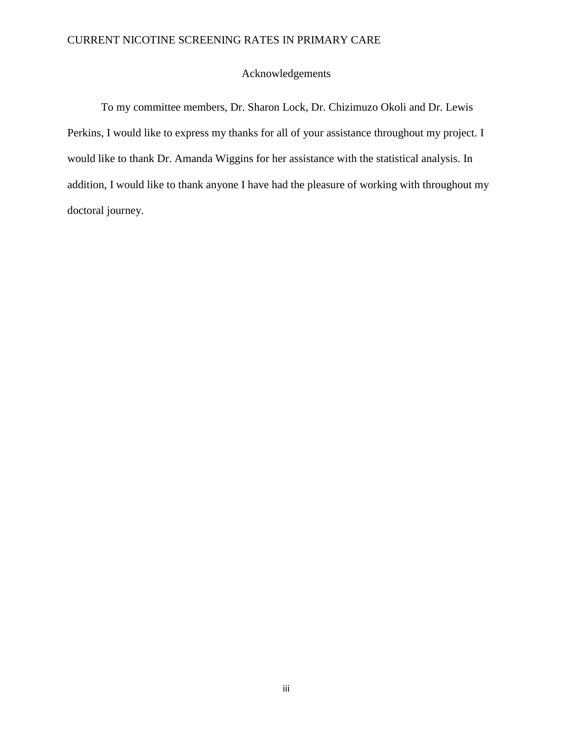# Acknowledgements

To my committee members, Dr. Sharon Lock, Dr. Chizimuzo Okoli and Dr. Lewis Perkins, I would like to express my thanks for all of your assistance throughout my project. I would like to thank Dr. Amanda Wiggins for her assistance with the statistical analysis. In addition, I would like to thank anyone I have had the pleasure of working with throughout my doctoral journey.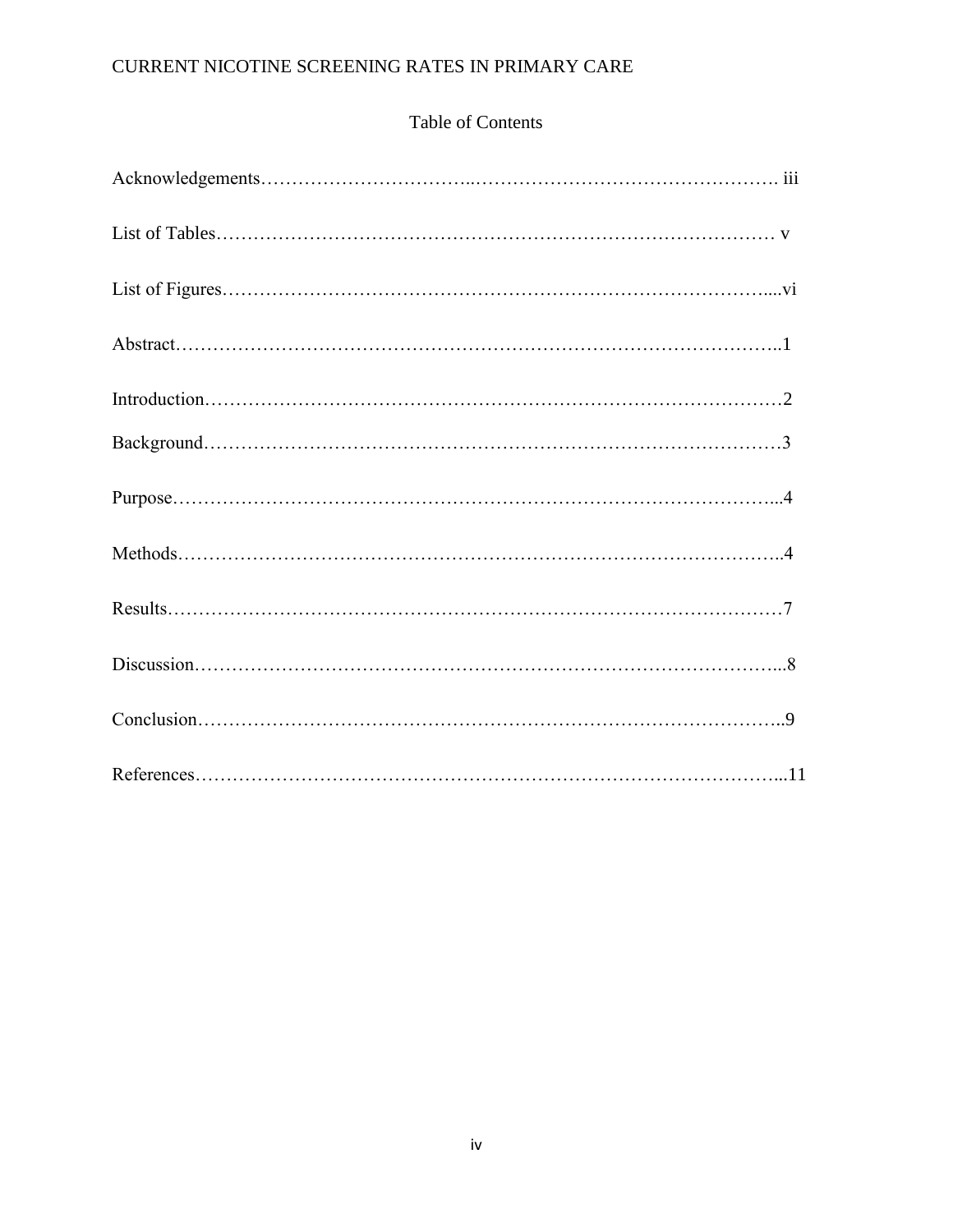## Table of Contents

Acknowledgements……………………………..…………………………………………. iii

List of Tables…………………………………………………………………………… v

List of Figures…………………………………………………………………………....vi

Abstract…………………………………………………………………………………..1

Introduction………………………………………………………………………………2

Background………………………………………………………………………………3

Purpose…………………………………………………………………………………...4

Methods…………………………………………………………………………………..4

Results……………………………………………………………………………………7

Discussion………………………………………………………………………………...8

Conclusion………………………………………………………………………………..9

References………………………………………………………………………………...11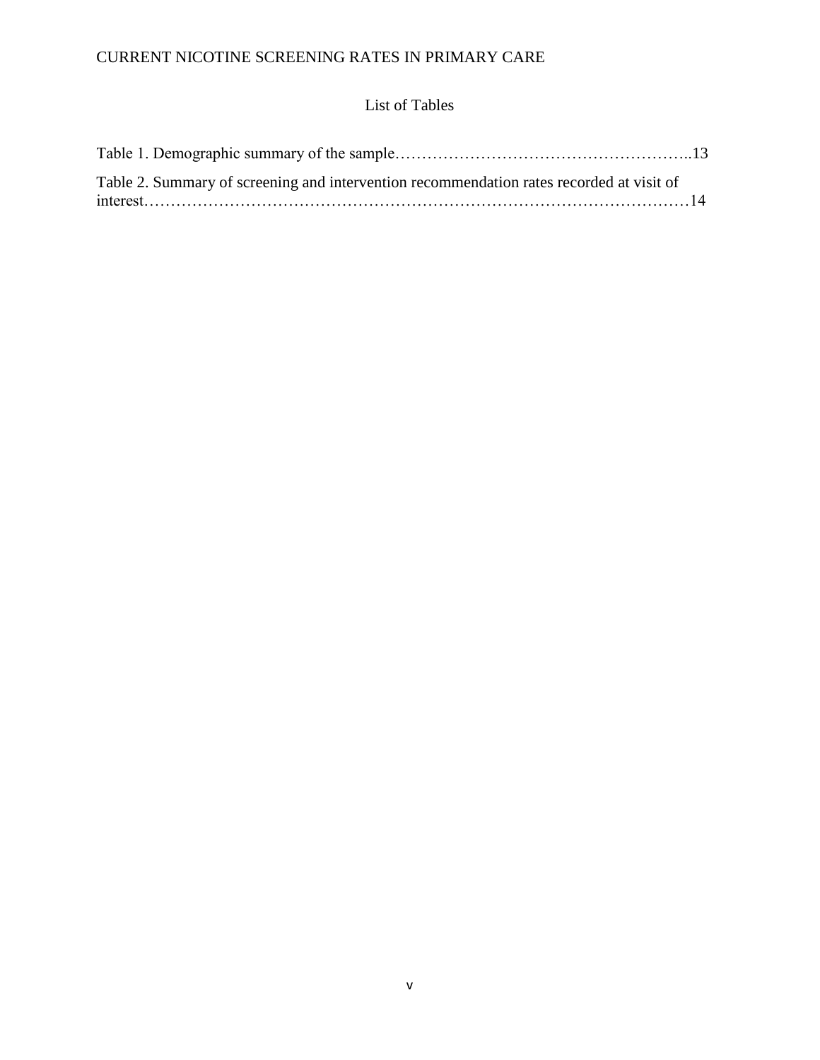## List of Tables

Table 1. Demographic summary of the sample……………………………………………..13

Table 2. Summary of screening and intervention recommendation rates recorded at visit of interest…………………………………………………………………………………14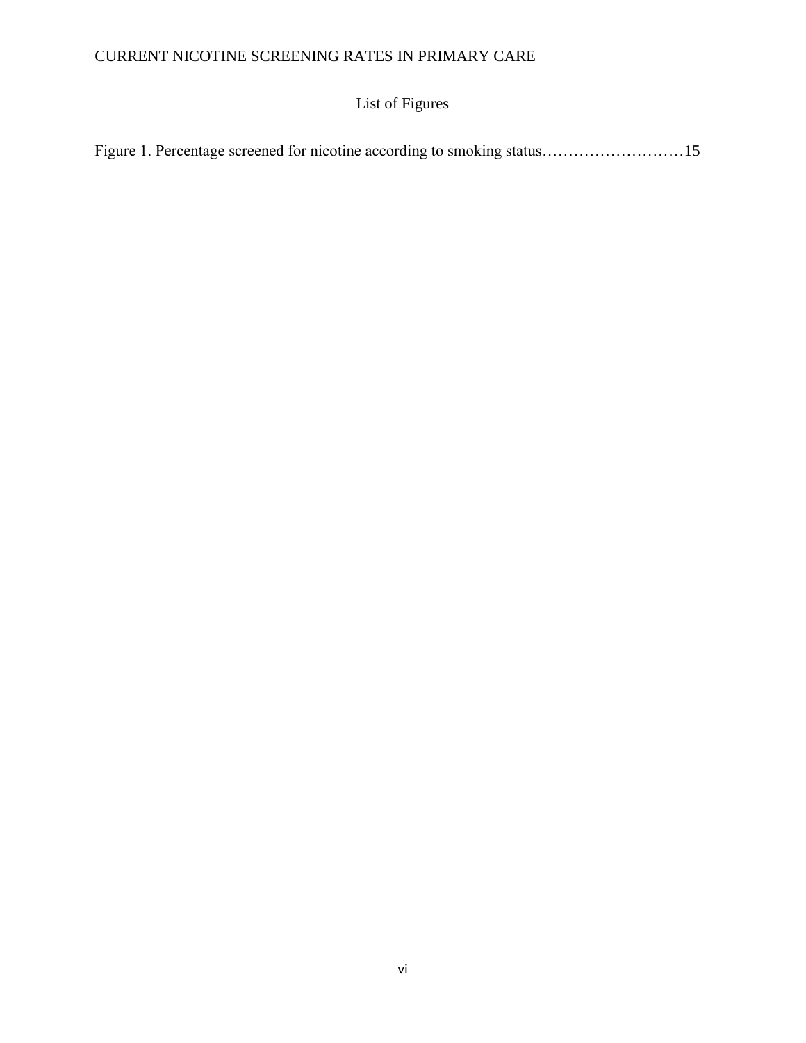## List of Figures

Figure 1. Percentage screened for nicotine according to smoking status……………………15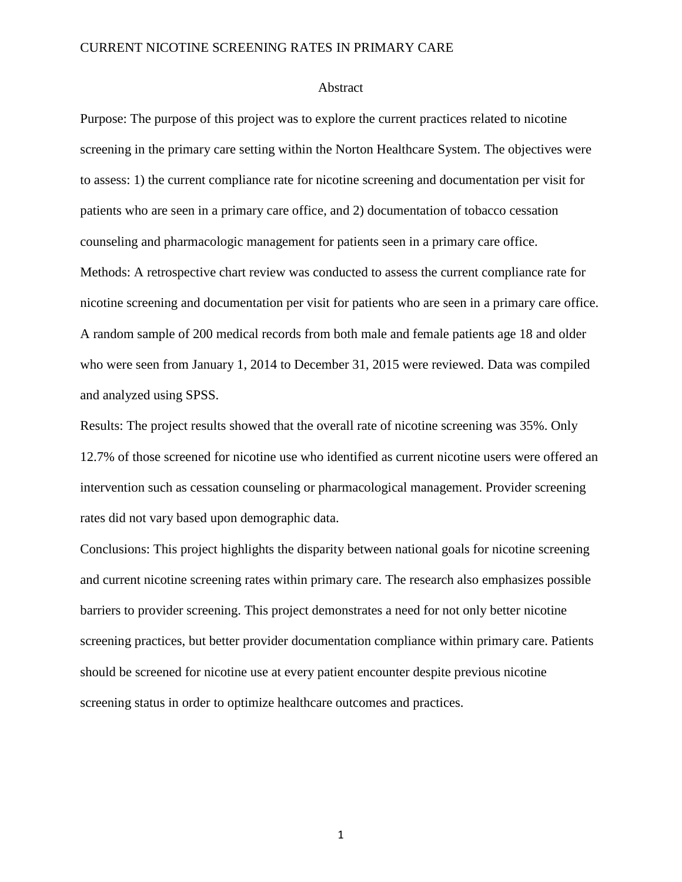# Abstract

Purpose: The purpose of this project was to explore the current practices related to nicotine screening in the primary care setting within the Norton Healthcare System. The objectives were to assess: 1) the current compliance rate for nicotine screening and documentation per visit for patients who are seen in a primary care office, and 2) documentation of tobacco cessation counseling and pharmacologic management for patients seen in a primary care office.

Methods: A retrospective chart review was conducted to assess the current compliance rate for nicotine screening and documentation per visit for patients who are seen in a primary care office. A random sample of 200 medical records from both male and female patients age 18 and older who were seen from January 1, 2014 to December 31, 2015 were reviewed. Data was compiled and analyzed using SPSS.

Results: The project results showed that the overall rate of nicotine screening was 35%. Only 12.7% of those screened for nicotine use who identified as current nicotine users were offered an intervention such as cessation counseling or pharmacological management. Provider screening rates did not vary based upon demographic data.

Conclusions: This project highlights the disparity between national goals for nicotine screening and current nicotine screening rates within primary care. The research also emphasizes possible barriers to provider screening. This project demonstrates a need for not only better nicotine screening practices, but better provider documentation compliance within primary care. Patients should be screened for nicotine use at every patient encounter despite previous nicotine screening status in order to optimize healthcare outcomes and practices.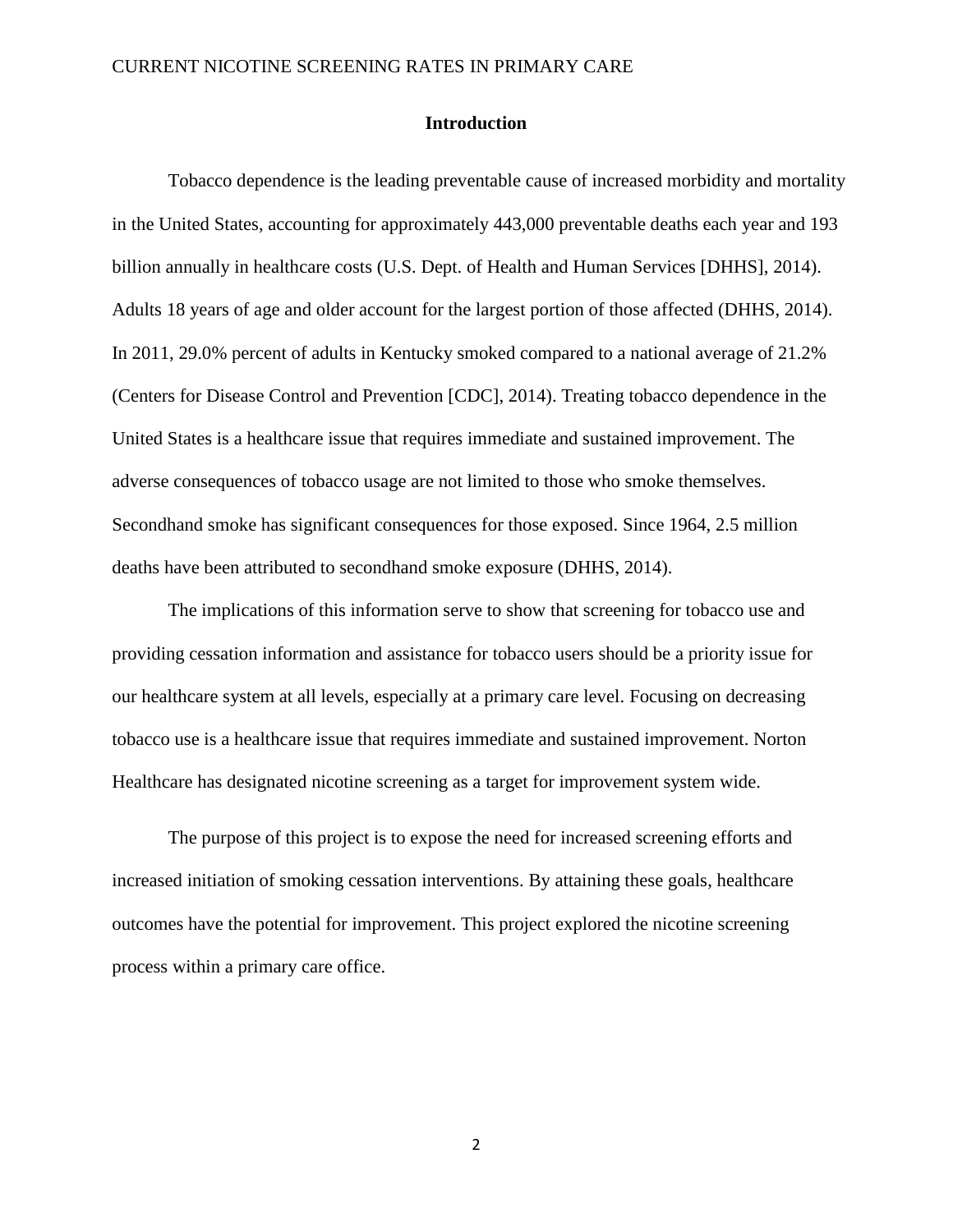## Introduction

Tobacco dependence is the leading preventable cause of increased morbidity and mortality in the United States, accounting for approximately 443,000 preventable deaths each year and 193 billion annually in healthcare costs (U.S. Dept. of Health and Human Services [DHHS], 2014). Adults 18 years of age and older account for the largest portion of those affected (DHHS, 2014). In 2011, 29.0% percent of adults in Kentucky smoked compared to a national average of 21.2% (Centers for Disease Control and Prevention [CDC], 2014). Treating tobacco dependence in the United States is a healthcare issue that requires immediate and sustained improvement. The adverse consequences of tobacco usage are not limited to those who smoke themselves. Secondhand smoke has significant consequences for those exposed. Since 1964, 2.5 million deaths have been attributed to secondhand smoke exposure (DHHS, 2014).

The implications of this information serve to show that screening for tobacco use and providing cessation information and assistance for tobacco users should be a priority issue for our healthcare system at all levels, especially at a primary care level. Focusing on decreasing tobacco use is a healthcare issue that requires immediate and sustained improvement. Norton Healthcare has designated nicotine screening as a target for improvement system wide.

The purpose of this project is to expose the need for increased screening efforts and increased initiation of smoking cessation interventions. By attaining these goals, healthcare outcomes have the potential for improvement. This project explored the nicotine screening process within a primary care office.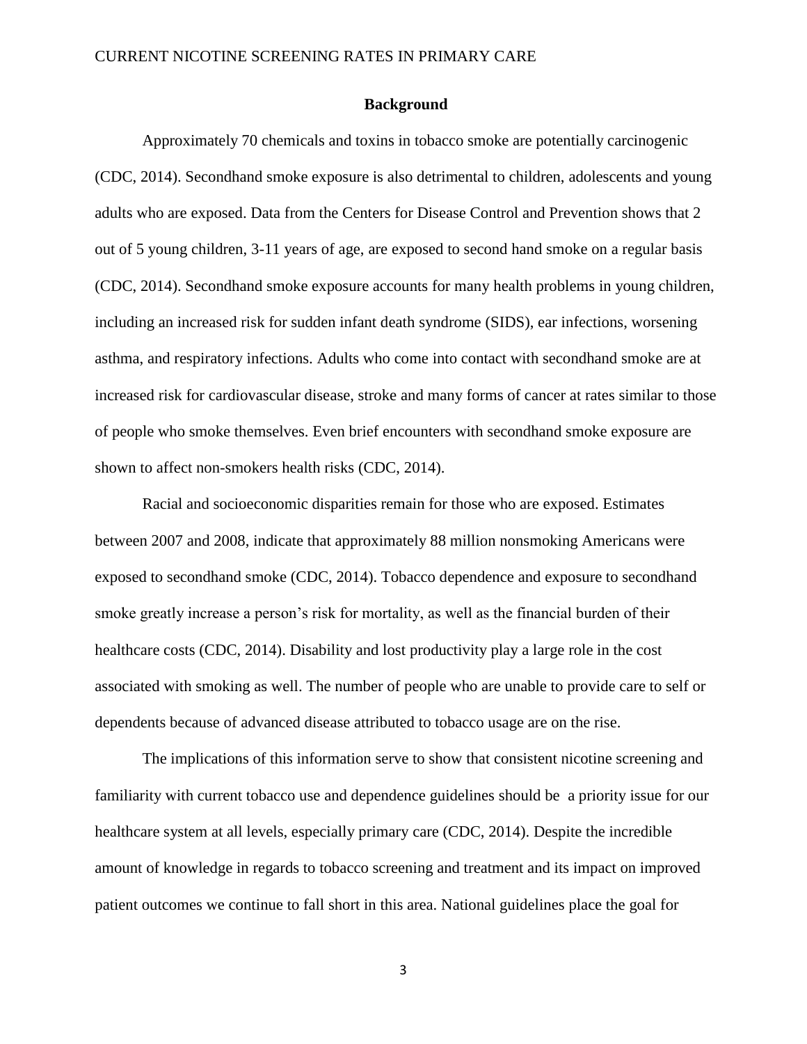## Background

Approximately 70 chemicals and toxins in tobacco smoke are potentially carcinogenic (CDC, 2014). Secondhand smoke exposure is also detrimental to children, adolescents and young adults who are exposed. Data from the Centers for Disease Control and Prevention shows that 2 out of 5 young children, 3-11 years of age, are exposed to second hand smoke on a regular basis (CDC, 2014). Secondhand smoke exposure accounts for many health problems in young children, including an increased risk for sudden infant death syndrome (SIDS), ear infections, worsening asthma, and respiratory infections. Adults who come into contact with secondhand smoke are at increased risk for cardiovascular disease, stroke and many forms of cancer at rates similar to those of people who smoke themselves. Even brief encounters with secondhand smoke exposure are shown to affect non-smokers health risks (CDC, 2014).

Racial and socioeconomic disparities remain for those who are exposed. Estimates between 2007 and 2008, indicate that approximately 88 million nonsmoking Americans were exposed to secondhand smoke (CDC, 2014). Tobacco dependence and exposure to secondhand smoke greatly increase a person's risk for mortality, as well as the financial burden of their healthcare costs (CDC, 2014). Disability and lost productivity play a large role in the cost associated with smoking as well. The number of people who are unable to provide care to self or dependents because of advanced disease attributed to tobacco usage are on the rise.

The implications of this information serve to show that consistent nicotine screening and familiarity with current tobacco use and dependence guidelines should be a priority issue for our healthcare system at all levels, especially primary care (CDC, 2014). Despite the incredible amount of knowledge in regards to tobacco screening and treatment and its impact on improved patient outcomes we continue to fall short in this area. National guidelines place the goal for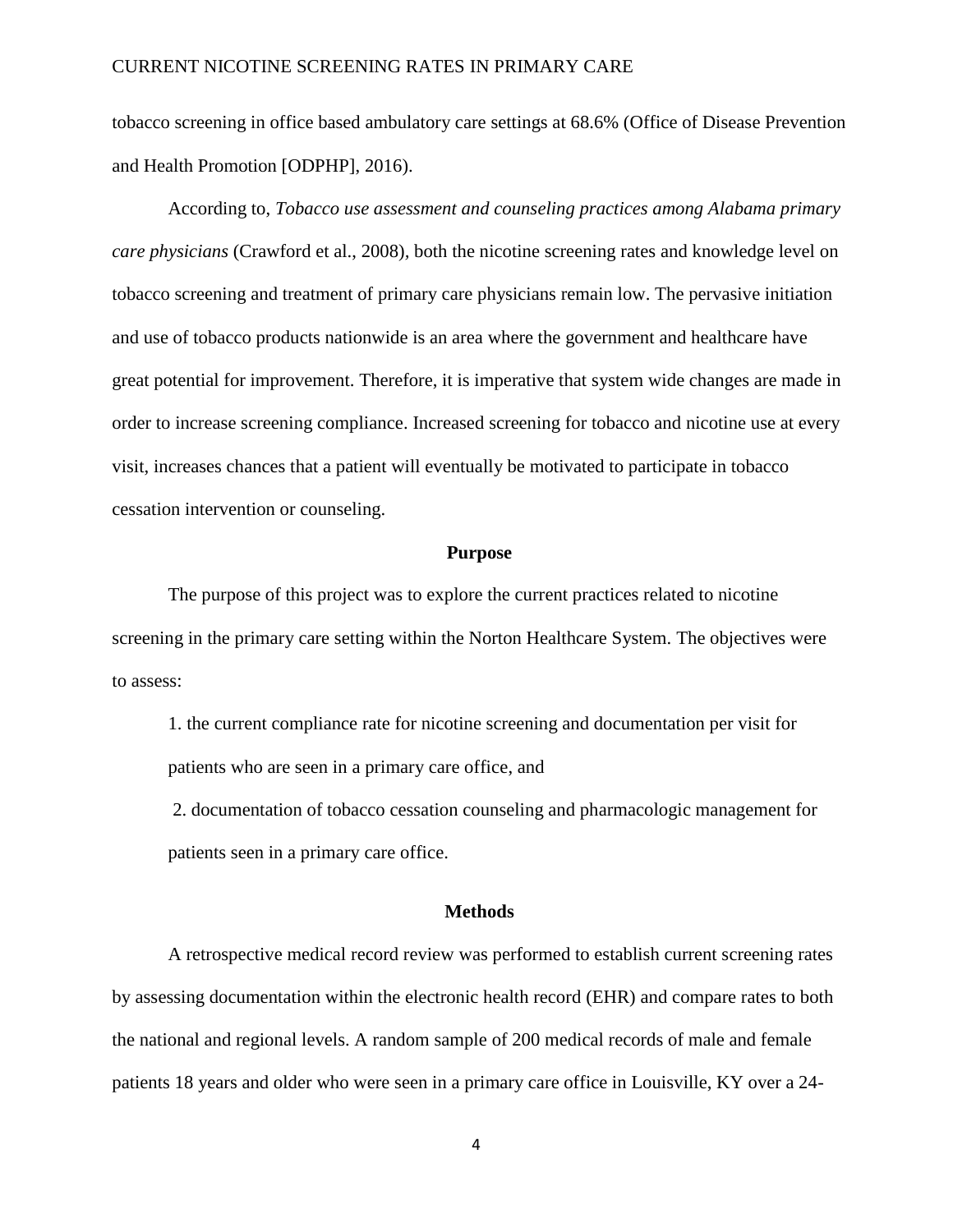tobacco screening in office based ambulatory care settings at 68.6% (Office of Disease Prevention and Health Promotion [ODPHP], 2016).

According to, *Tobacco use assessment and counseling practices among Alabama primary care physicians* (Crawford et al., 2008), both the nicotine screening rates and knowledge level on tobacco screening and treatment of primary care physicians remain low. The pervasive initiation and use of tobacco products nationwide is an area where the government and healthcare have great potential for improvement. Therefore, it is imperative that system wide changes are made in order to increase screening compliance. Increased screening for tobacco and nicotine use at every visit, increases chances that a patient will eventually be motivated to participate in tobacco cessation intervention or counseling.

## Purpose

The purpose of this project was to explore the current practices related to nicotine screening in the primary care setting within the Norton Healthcare System. The objectives were to assess:

1. the current compliance rate for nicotine screening and documentation per visit for patients who are seen in a primary care office, and
2. documentation of tobacco cessation counseling and pharmacologic management for patients seen in a primary care office.

## Methods

A retrospective medical record review was performed to establish current screening rates by assessing documentation within the electronic health record (EHR) and compare rates to both the national and regional levels. A random sample of 200 medical records of male and female patients 18 years and older who were seen in a primary care office in Louisville, KY over a 24-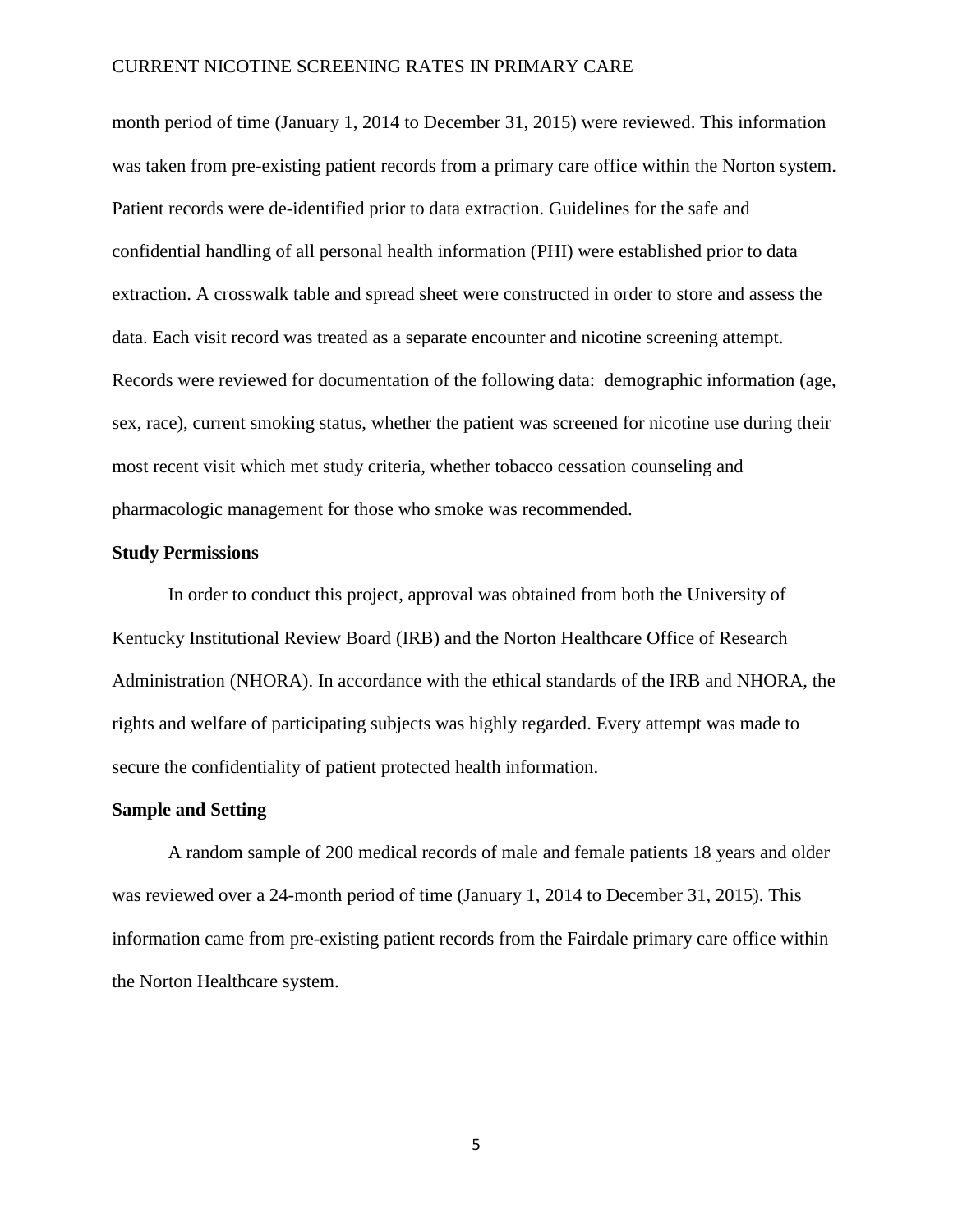month period of time (January 1, 2014 to December 31, 2015) were reviewed. This information was taken from pre-existing patient records from a primary care office within the Norton system. Patient records were de-identified prior to data extraction. Guidelines for the safe and confidential handling of all personal health information (PHI) were established prior to data extraction. A crosswalk table and spread sheet were constructed in order to store and assess the data. Each visit record was treated as a separate encounter and nicotine screening attempt. Records were reviewed for documentation of the following data: demographic information (age, sex, race), current smoking status, whether the patient was screened for nicotine use during their most recent visit which met study criteria, whether tobacco cessation counseling and pharmacologic management for those who smoke was recommended.

**Study Permissions**

In order to conduct this project, approval was obtained from both the University of Kentucky Institutional Review Board (IRB) and the Norton Healthcare Office of Research Administration (NHORA). In accordance with the ethical standards of the IRB and NHORA, the rights and welfare of participating subjects was highly regarded. Every attempt was made to secure the confidentiality of patient protected health information.

**Sample and Setting**

A random sample of 200 medical records of male and female patients 18 years and older was reviewed over a 24-month period of time (January 1, 2014 to December 31, 2015). This information came from pre-existing patient records from the Fairdale primary care office within the Norton Healthcare system.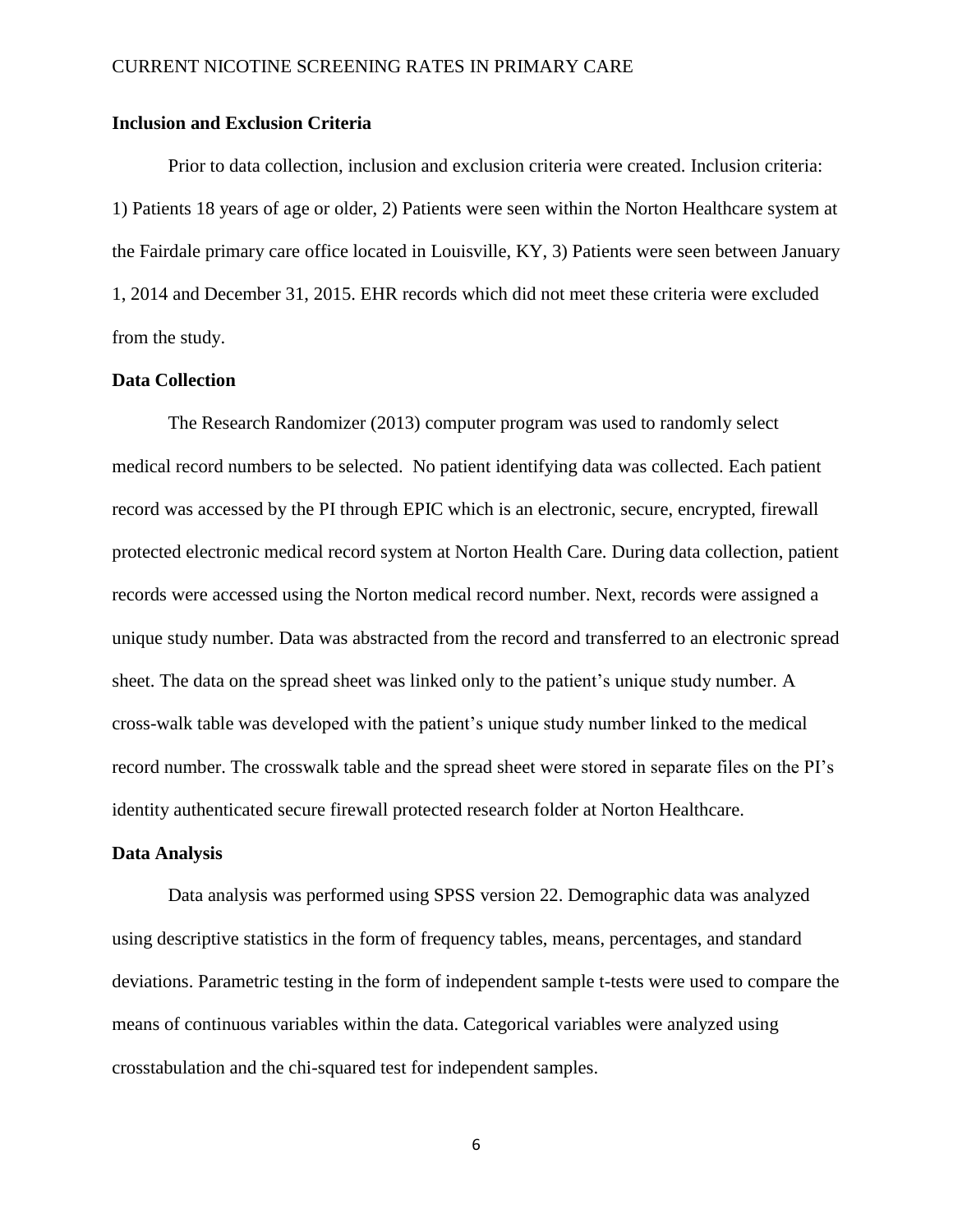## Inclusion and Exclusion Criteria

Prior to data collection, inclusion and exclusion criteria were created. Inclusion criteria: 1) Patients 18 years of age or older, 2) Patients were seen within the Norton Healthcare system at the Fairdale primary care office located in Louisville, KY, 3) Patients were seen between January 1, 2014 and December 31, 2015. EHR records which did not meet these criteria were excluded from the study.

## Data Collection

The Research Randomizer (2013) computer program was used to randomly select medical record numbers to be selected. No patient identifying data was collected. Each patient record was accessed by the PI through EPIC which is an electronic, secure, encrypted, firewall protected electronic medical record system at Norton Health Care. During data collection, patient records were accessed using the Norton medical record number. Next, records were assigned a unique study number. Data was abstracted from the record and transferred to an electronic spread sheet. The data on the spread sheet was linked only to the patient's unique study number. A cross-walk table was developed with the patient's unique study number linked to the medical record number. The crosswalk table and the spread sheet were stored in separate files on the PI's identity authenticated secure firewall protected research folder at Norton Healthcare.

## Data Analysis

Data analysis was performed using SPSS version 22. Demographic data was analyzed using descriptive statistics in the form of frequency tables, means, percentages, and standard deviations. Parametric testing in the form of independent sample t-tests were used to compare the means of continuous variables within the data. Categorical variables were analyzed using crosstabulation and the chi-squared test for independent samples.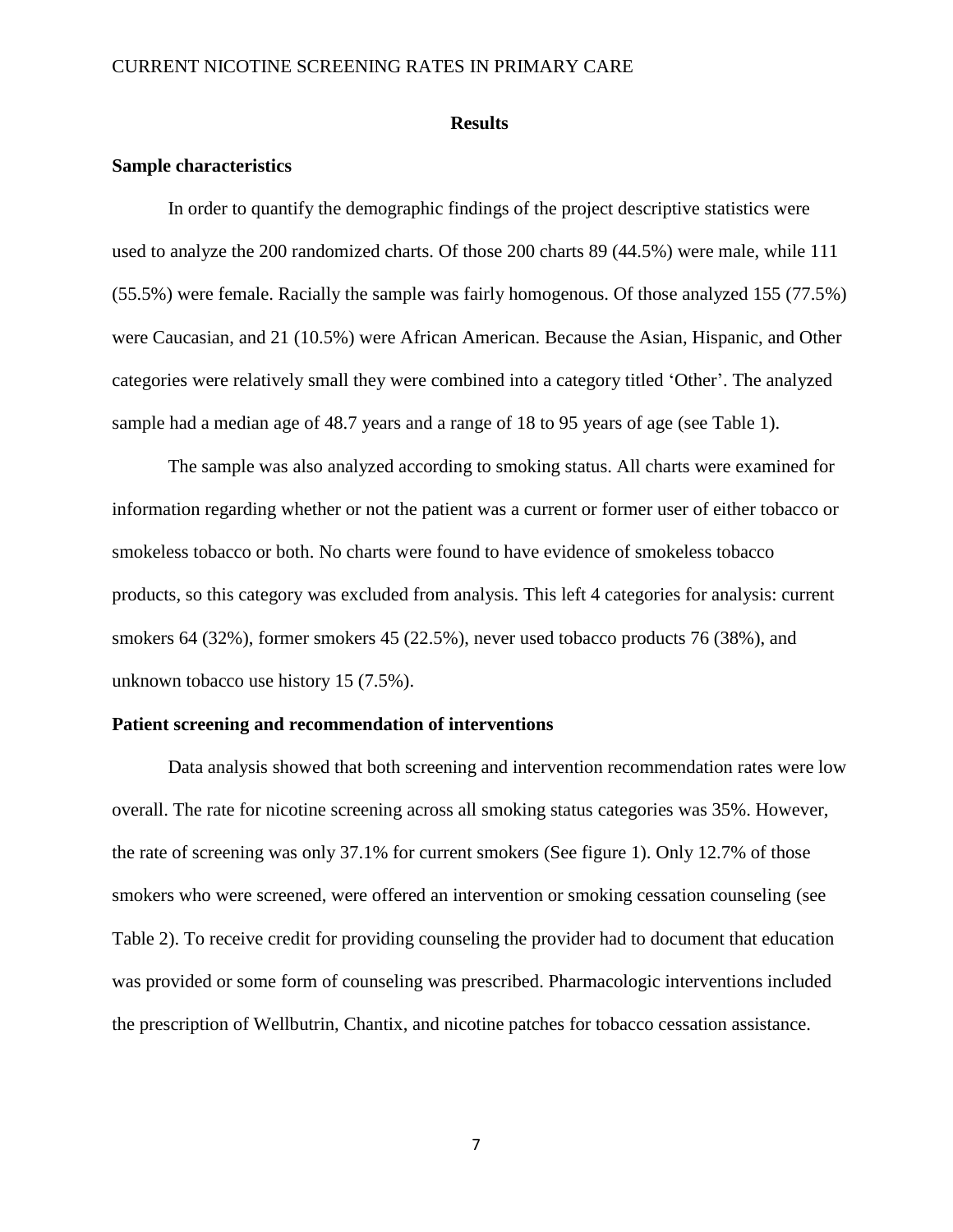## Results

### Sample characteristics

In order to quantify the demographic findings of the project descriptive statistics were used to analyze the 200 randomized charts. Of those 200 charts 89 (44.5%) were male, while 111 (55.5%) were female. Racially the sample was fairly homogenous. Of those analyzed 155 (77.5%) were Caucasian, and 21 (10.5%) were African American. Because the Asian, Hispanic, and Other categories were relatively small they were combined into a category titled 'Other'. The analyzed sample had a median age of 48.7 years and a range of 18 to 95 years of age (see Table 1).

The sample was also analyzed according to smoking status. All charts were examined for information regarding whether or not the patient was a current or former user of either tobacco or smokeless tobacco or both. No charts were found to have evidence of smokeless tobacco products, so this category was excluded from analysis. This left 4 categories for analysis: current smokers 64 (32%), former smokers 45 (22.5%), never used tobacco products 76 (38%), and unknown tobacco use history 15 (7.5%).

### Patient screening and recommendation of interventions

Data analysis showed that both screening and intervention recommendation rates were low overall. The rate for nicotine screening across all smoking status categories was 35%. However, the rate of screening was only 37.1% for current smokers (See figure 1). Only 12.7% of those smokers who were screened, were offered an intervention or smoking cessation counseling (see Table 2). To receive credit for providing counseling the provider had to document that education was provided or some form of counseling was prescribed. Pharmacologic interventions included the prescription of Wellbutrin, Chantix, and nicotine patches for tobacco cessation assistance.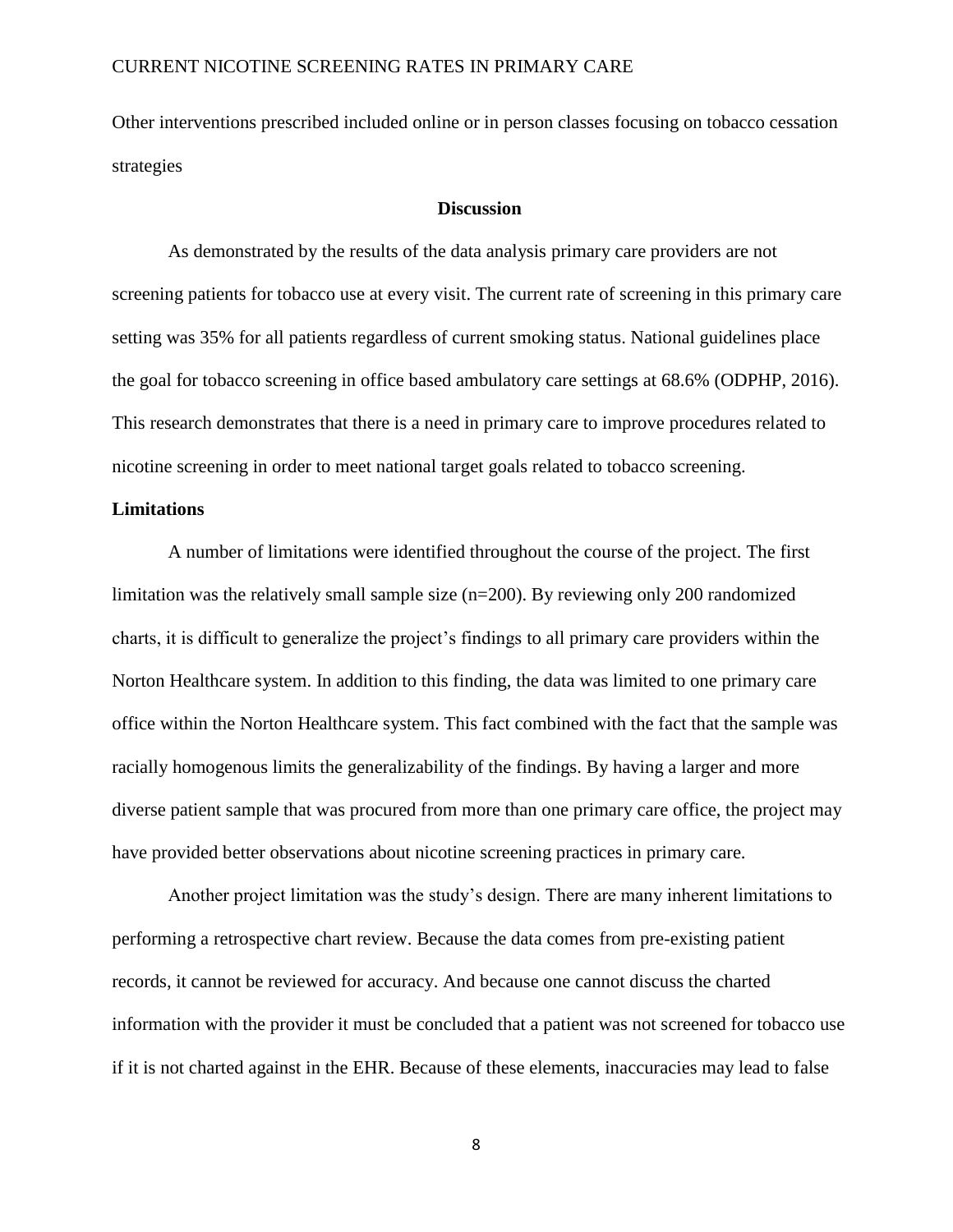Other interventions prescribed included online or in person classes focusing on tobacco cessation strategies

## Discussion

As demonstrated by the results of the data analysis primary care providers are not screening patients for tobacco use at every visit. The current rate of screening in this primary care setting was 35% for all patients regardless of current smoking status. National guidelines place the goal for tobacco screening in office based ambulatory care settings at 68.6% (ODPHP, 2016). This research demonstrates that there is a need in primary care to improve procedures related to nicotine screening in order to meet national target goals related to tobacco screening.

### Limitations

A number of limitations were identified throughout the course of the project. The first limitation was the relatively small sample size (n=200). By reviewing only 200 randomized charts, it is difficult to generalize the project's findings to all primary care providers within the Norton Healthcare system. In addition to this finding, the data was limited to one primary care office within the Norton Healthcare system. This fact combined with the fact that the sample was racially homogenous limits the generalizability of the findings. By having a larger and more diverse patient sample that was procured from more than one primary care office, the project may have provided better observations about nicotine screening practices in primary care.

Another project limitation was the study's design. There are many inherent limitations to performing a retrospective chart review. Because the data comes from pre-existing patient records, it cannot be reviewed for accuracy. And because one cannot discuss the charted information with the provider it must be concluded that a patient was not screened for tobacco use if it is not charted against in the EHR. Because of these elements, inaccuracies may lead to false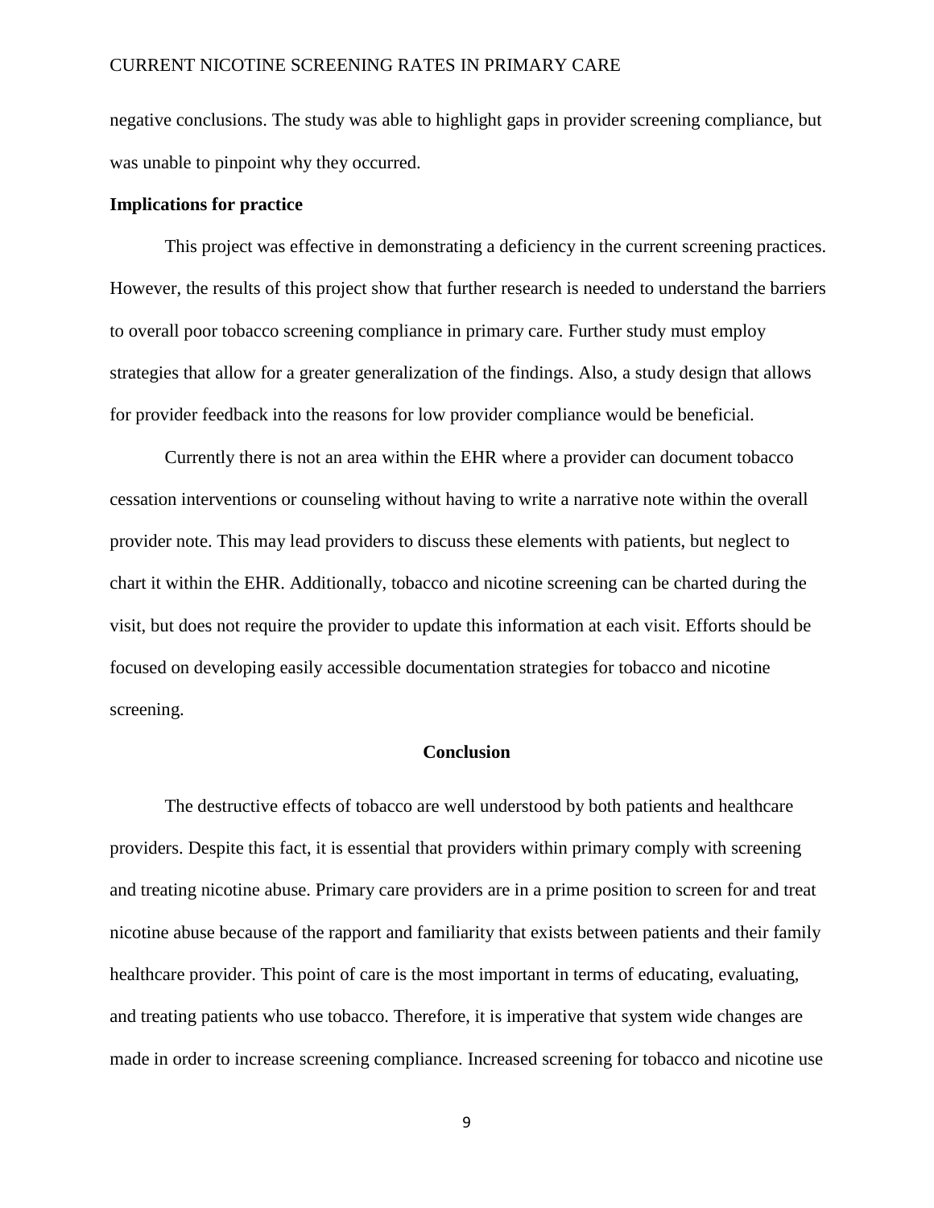negative conclusions. The study was able to highlight gaps in provider screening compliance, but was unable to pinpoint why they occurred.

**Implications for practice**

This project was effective in demonstrating a deficiency in the current screening practices. However, the results of this project show that further research is needed to understand the barriers to overall poor tobacco screening compliance in primary care. Further study must employ strategies that allow for a greater generalization of the findings. Also, a study design that allows for provider feedback into the reasons for low provider compliance would be beneficial.

Currently there is not an area within the EHR where a provider can document tobacco cessation interventions or counseling without having to write a narrative note within the overall provider note. This may lead providers to discuss these elements with patients, but neglect to chart it within the EHR. Additionally, tobacco and nicotine screening can be charted during the visit, but does not require the provider to update this information at each visit. Efforts should be focused on developing easily accessible documentation strategies for tobacco and nicotine screening.

## Conclusion

The destructive effects of tobacco are well understood by both patients and healthcare providers. Despite this fact, it is essential that providers within primary comply with screening and treating nicotine abuse. Primary care providers are in a prime position to screen for and treat nicotine abuse because of the rapport and familiarity that exists between patients and their family healthcare provider. This point of care is the most important in terms of educating, evaluating, and treating patients who use tobacco. Therefore, it is imperative that system wide changes are made in order to increase screening compliance. Increased screening for tobacco and nicotine use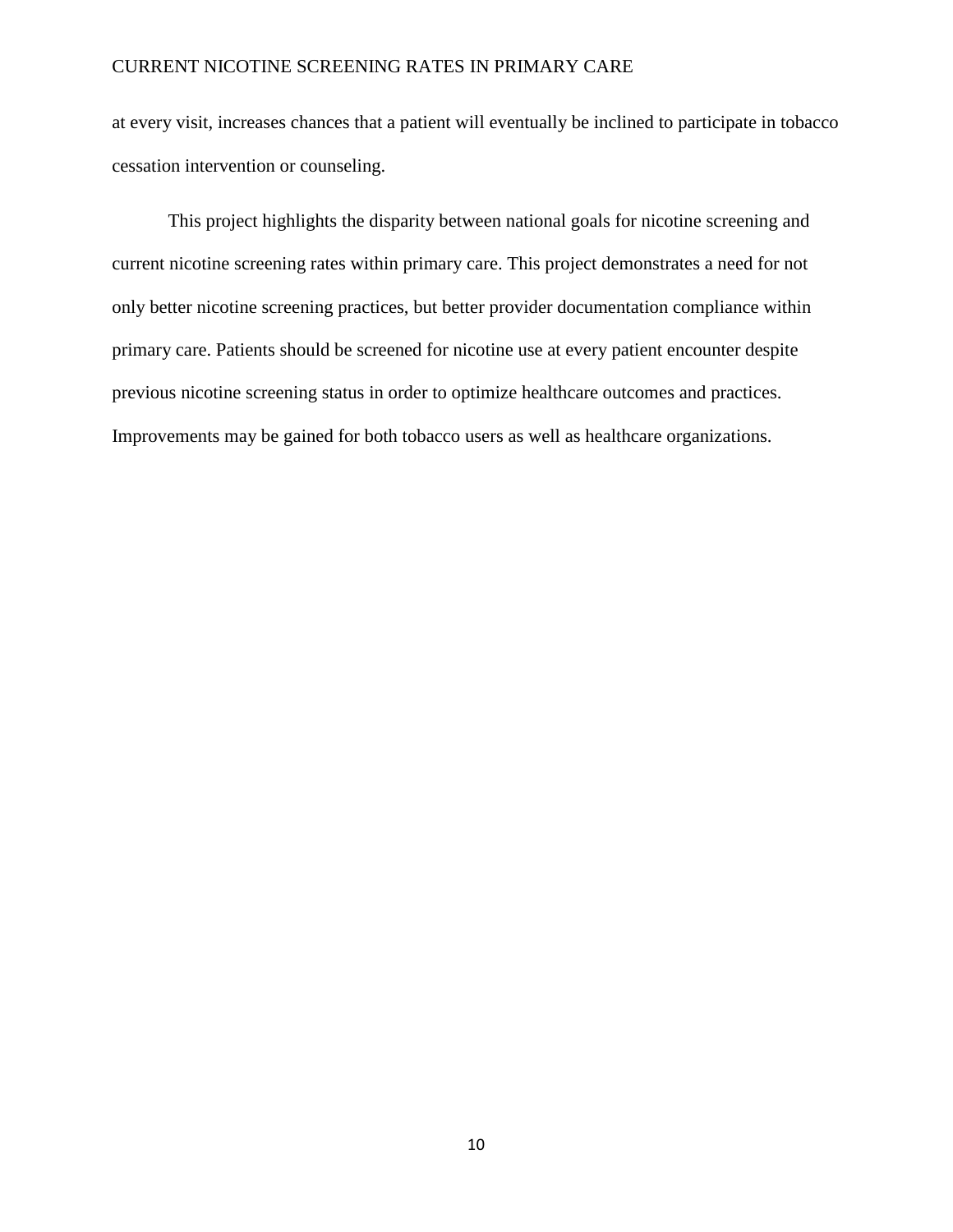at every visit, increases chances that a patient will eventually be inclined to participate in tobacco cessation intervention or counseling.

This project highlights the disparity between national goals for nicotine screening and current nicotine screening rates within primary care. This project demonstrates a need for not only better nicotine screening practices, but better provider documentation compliance within primary care. Patients should be screened for nicotine use at every patient encounter despite previous nicotine screening status in order to optimize healthcare outcomes and practices. Improvements may be gained for both tobacco users as well as healthcare organizations.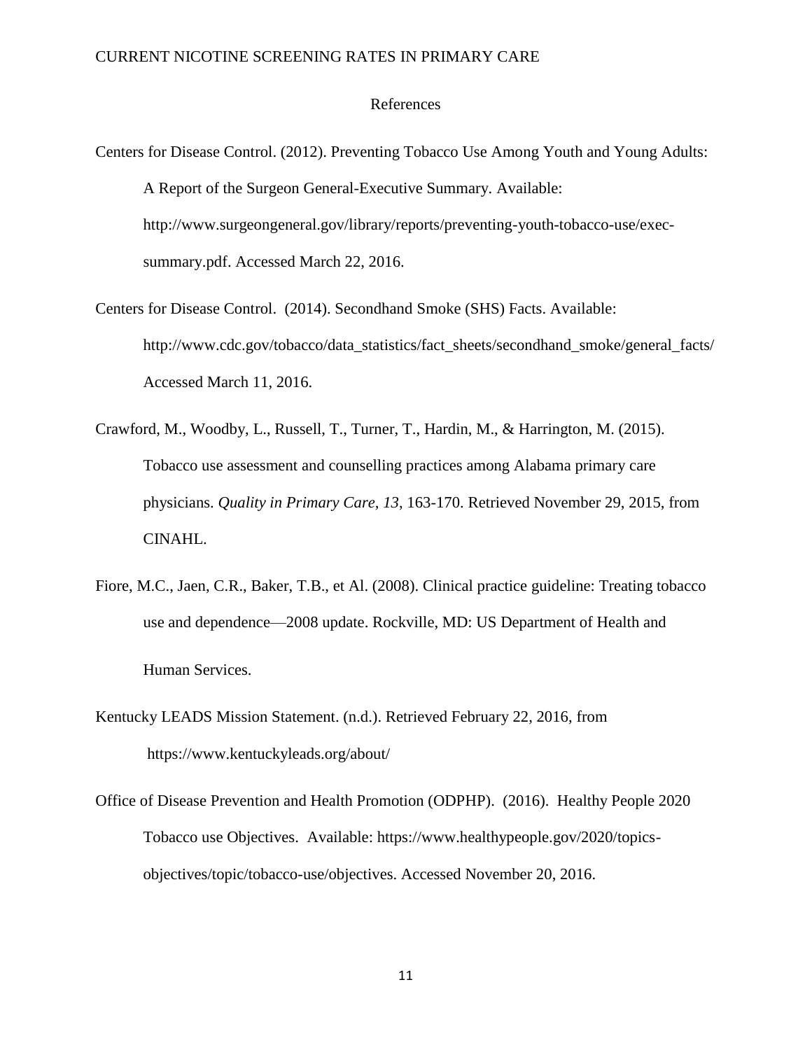# References

Centers for Disease Control. (2012). Preventing Tobacco Use Among Youth and Young Adults: A Report of the Surgeon General-Executive Summary. Available: http://www.surgeongeneral.gov/library/reports/preventing-youth-tobacco-use/exec-summary.pdf. Accessed March 22, 2016.

Centers for Disease Control. (2014). Secondhand Smoke (SHS) Facts. Available: http://www.cdc.gov/tobacco/data_statistics/fact_sheets/secondhand_smoke/general_facts/ Accessed March 11, 2016.

Crawford, M., Woodby, L., Russell, T., Turner, T., Hardin, M., & Harrington, M. (2015). Tobacco use assessment and counselling practices among Alabama primary care physicians. *Quality in Primary Care, 13*, 163-170. Retrieved November 29, 2015, from CINAHL.

Fiore, M.C., Jaen, C.R., Baker, T.B., et Al. (2008). Clinical practice guideline: Treating tobacco use and dependence—2008 update. Rockville, MD: US Department of Health and Human Services.

Kentucky LEADS Mission Statement. (n.d.). Retrieved February 22, 2016, from https://www.kentuckyleads.org/about/

Office of Disease Prevention and Health Promotion (ODPHP). (2016). Healthy People 2020 Tobacco use Objectives. Available: https://www.healthypeople.gov/2020/topics-objectives/topic/tobacco-use/objectives. Accessed November 20, 2016.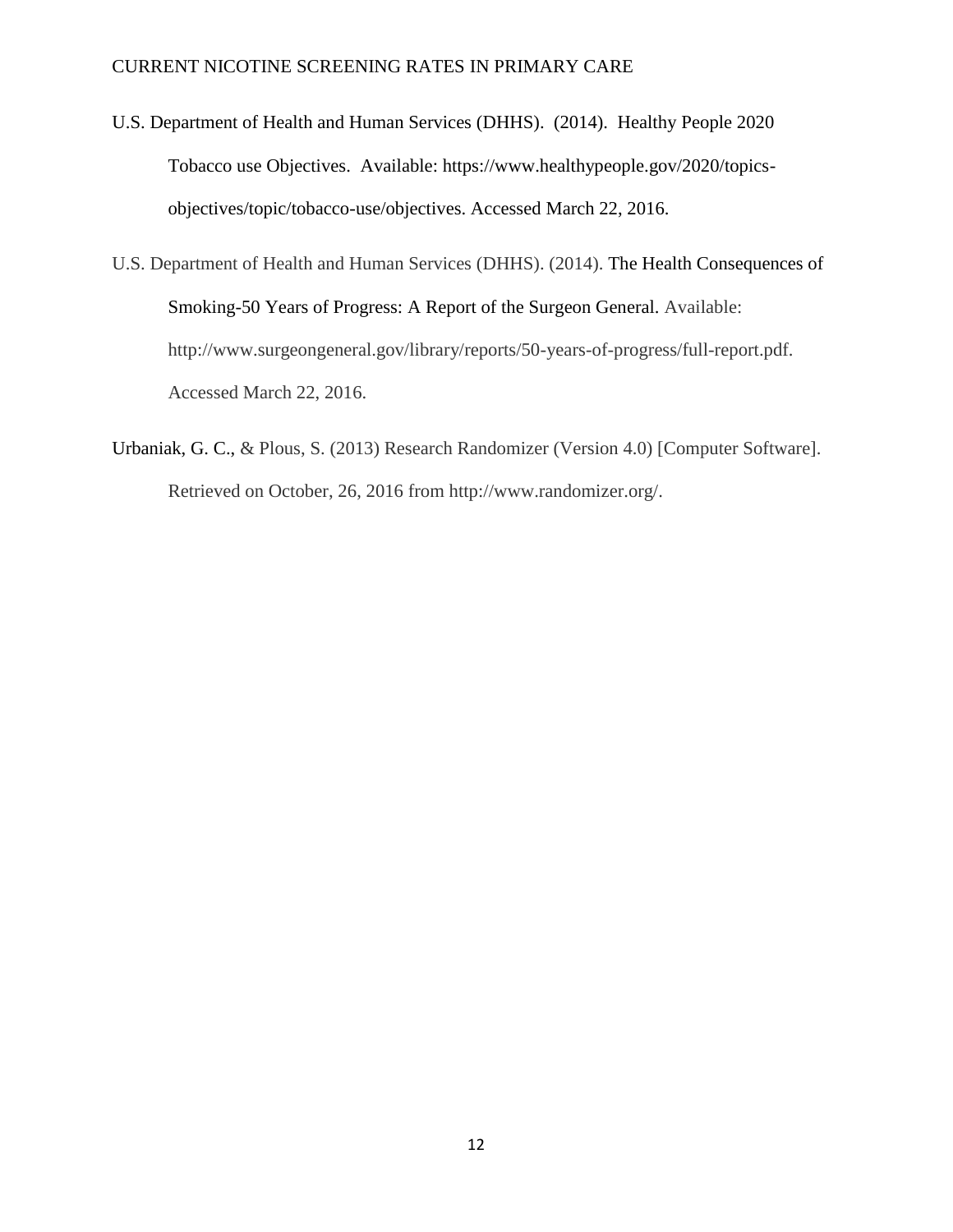U.S. Department of Health and Human Services (DHHS). (2014). Healthy People 2020 Tobacco use Objectives. Available: https://www.healthypeople.gov/2020/topics-objectives/topic/tobacco-use/objectives. Accessed March 22, 2016.

U.S. Department of Health and Human Services (DHHS). (2014). The Health Consequences of Smoking-50 Years of Progress: A Report of the Surgeon General. Available: http://www.surgeongeneral.gov/library/reports/50-years-of-progress/full-report.pdf. Accessed March 22, 2016.

Urbaniak, G. C., & Plous, S. (2013) Research Randomizer (Version 4.0) [Computer Software]. Retrieved on October, 26, 2016 from http://www.randomizer.org/.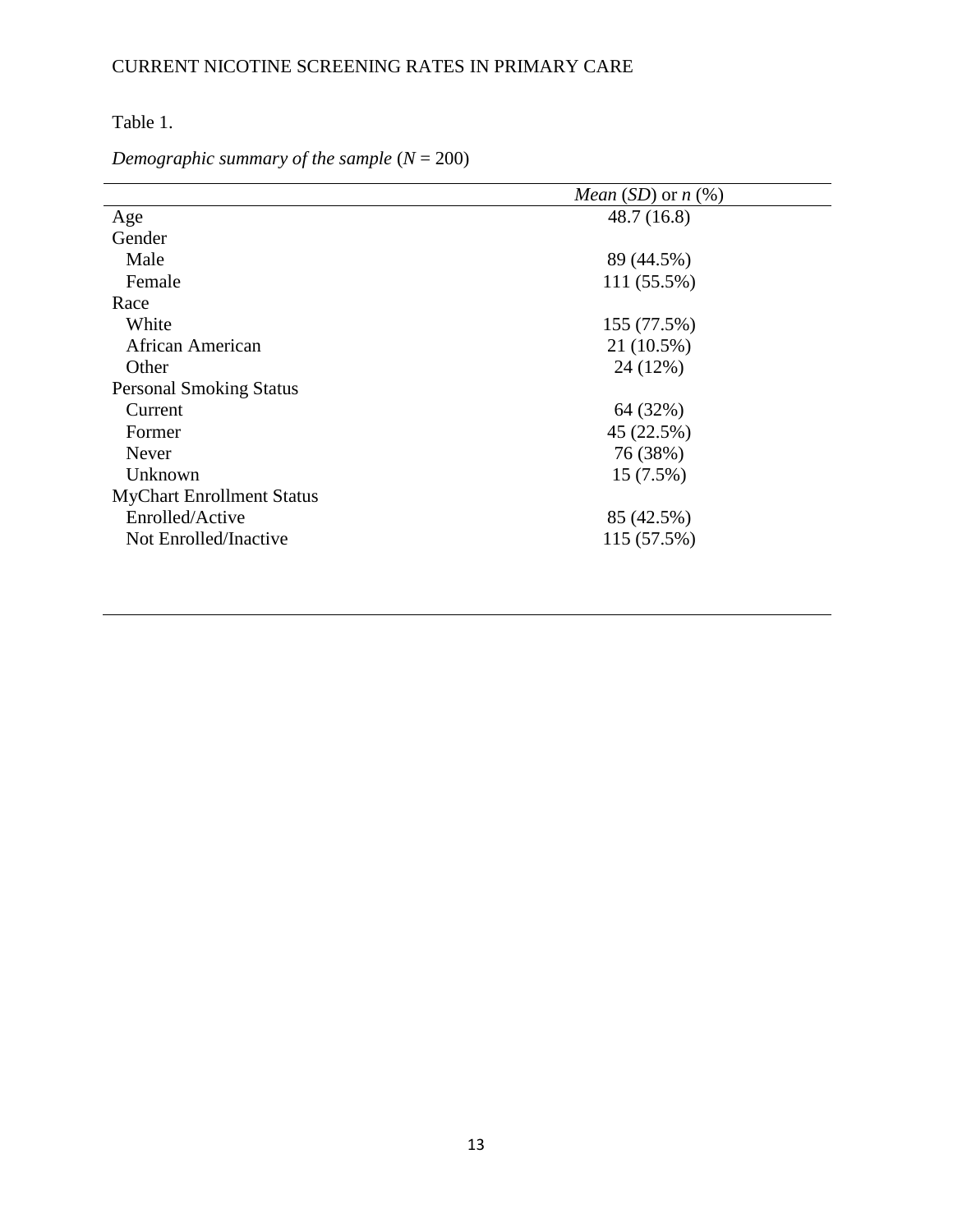Table 1.

*Demographic summary of the sample* ($N$ = 200)

| | *Mean* (*SD*) or *n* (%) |
|---|---|
| Age | 48.7 (16.8) |
| Gender | |
| Male | 89 (44.5%) |
| Female | 111 (55.5%) |
| Race | |
| White | 155 (77.5%) |
| African American | 21 (10.5%) |
| Other | 24 (12%) |
| Personal Smoking Status | |
| Current | 64 (32%) |
| Former | 45 (22.5%) |
| Never | 76 (38%) |
| Unknown | 15 (7.5%) |
| MyChart Enrollment Status | |
| Enrolled/Active | 85 (42.5%) |
| Not Enrolled/Inactive | 115 (57.5%) |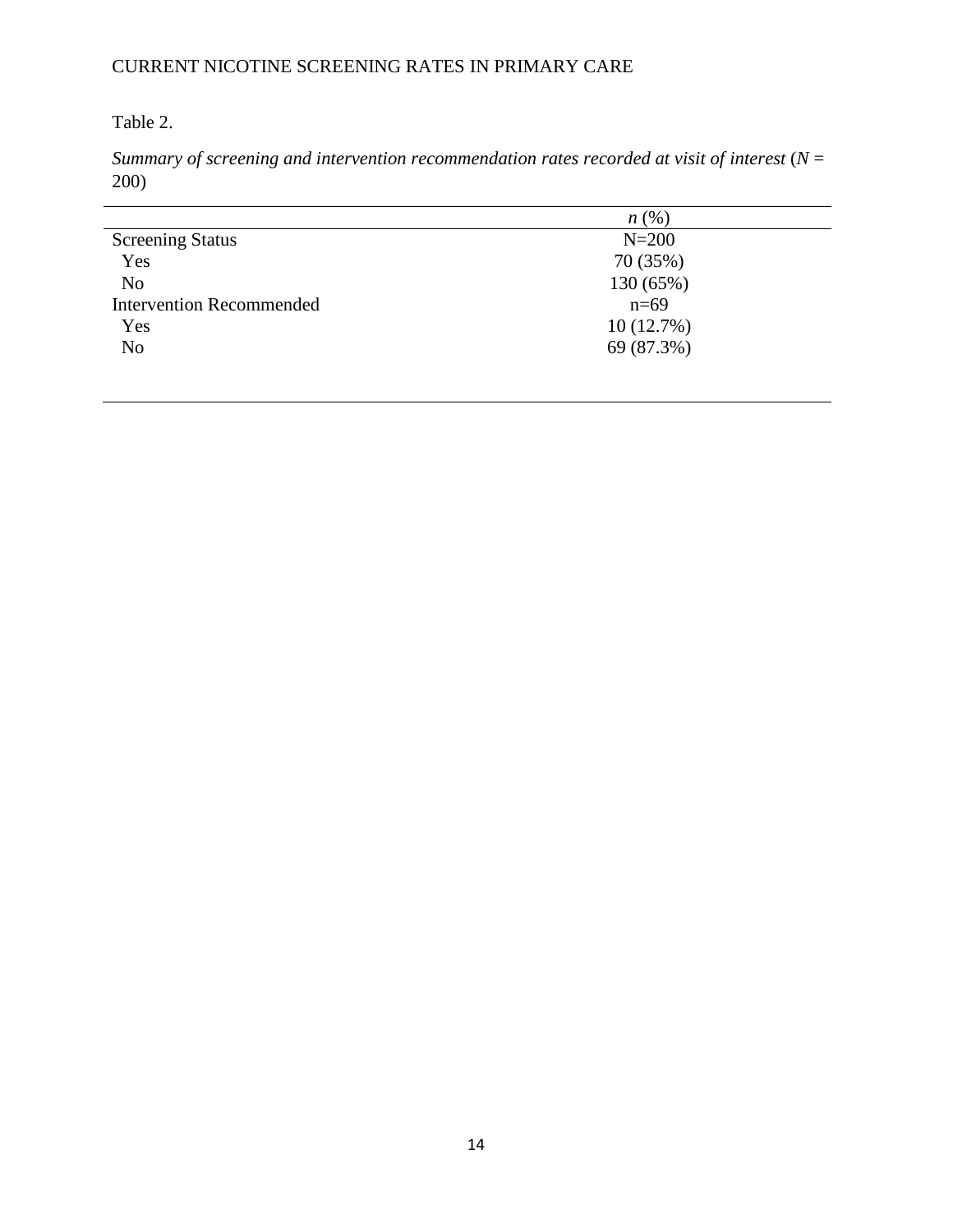Table 2.

*Summary of screening and intervention recommendation rates recorded at visit of interest* (*N* = 200)

| | *n* (%) |
|---|---|
| Screening Status | N=200 |
| Yes | 70 (35%) |
| No | 130 (65%) |
| Intervention Recommended | n=69 |
| Yes | 10 (12.7%) |
| No | 69 (87.3%) |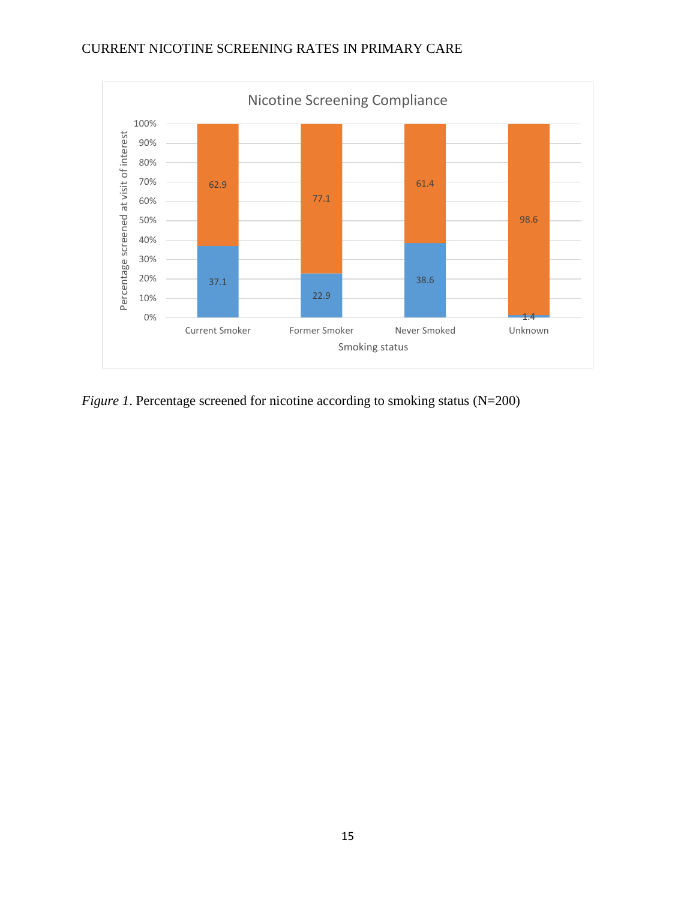Nicotine Screening Compliance

100%
90%
80%
70%
60%
50%
40%
30%
20%
10%
0%

Percentage screened at visit of interest

62.9
37.1

77.1
22.9

61.4
38.6

98.6
1.4

Current Smoker
Former Smoker
Never Smoked
Unknown

Smoking status

*Figure 1*. Percentage screened for nicotine according to smoking status (N=200)